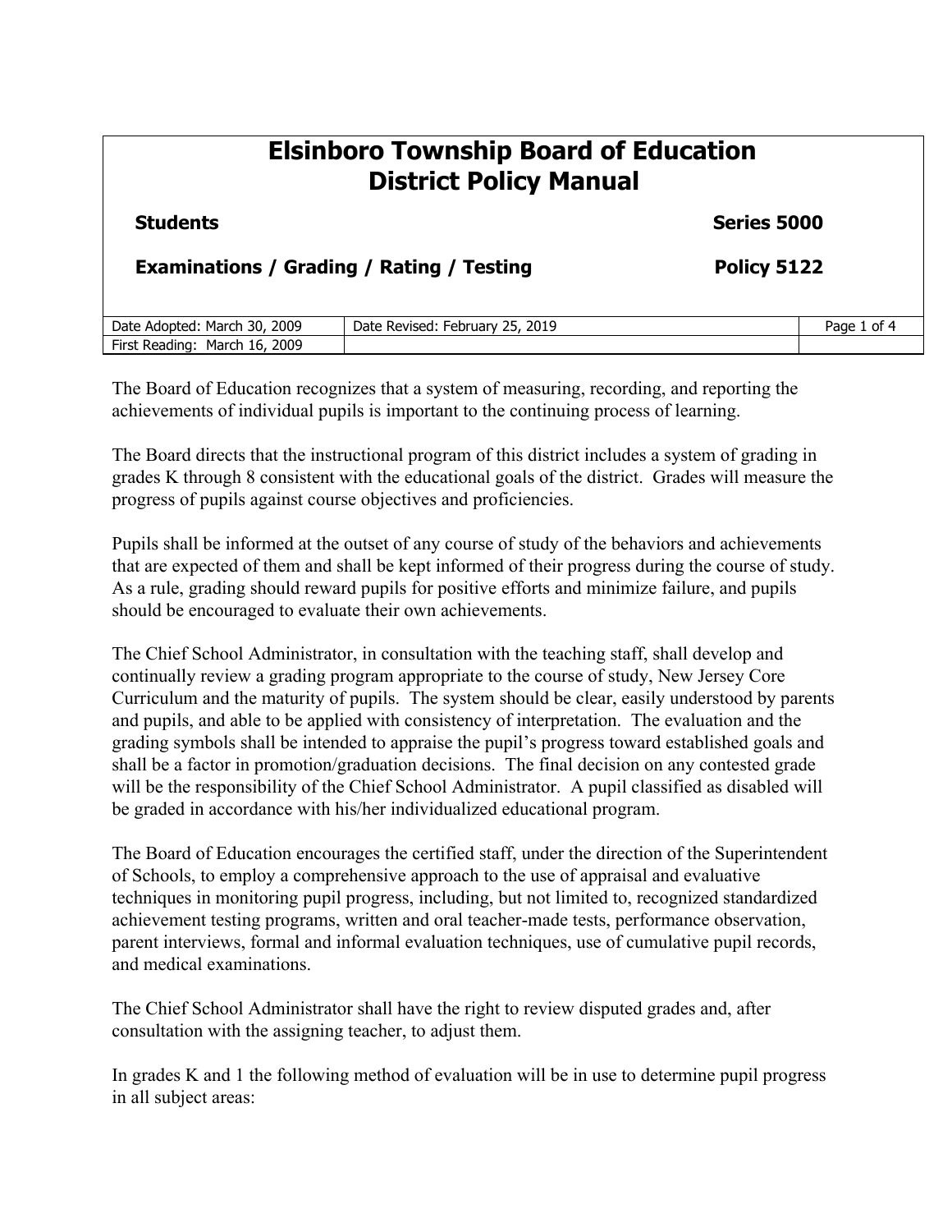# Elsinboro Township Board of Education
# District Policy Manual

**Students** **Series 5000**

**Examinations / Grading / Rating / Testing** **Policy 5122**

| Date Adopted: March 30, 2009 | Date Revised: February 25, 2019 |
|---|---|
| First Reading: March 16, 2009 | |

The Board of Education recognizes that a system of measuring, recording, and reporting the achievements of individual pupils is important to the continuing process of learning.

The Board directs that the instructional program of this district includes a system of grading in grades K through 8 consistent with the educational goals of the district. Grades will measure the progress of pupils against course objectives and proficiencies.

Pupils shall be informed at the outset of any course of study of the behaviors and achievements that are expected of them and shall be kept informed of their progress during the course of study. As a rule, grading should reward pupils for positive efforts and minimize failure, and pupils should be encouraged to evaluate their own achievements.

The Chief School Administrator, in consultation with the teaching staff, shall develop and continually review a grading program appropriate to the course of study, New Jersey Core Curriculum and the maturity of pupils. The system should be clear, easily understood by parents and pupils, and able to be applied with consistency of interpretation. The evaluation and the grading symbols shall be intended to appraise the pupil's progress toward established goals and shall be a factor in promotion/graduation decisions. The final decision on any contested grade will be the responsibility of the Chief School Administrator. A pupil classified as disabled will be graded in accordance with his/her individualized educational program.

The Board of Education encourages the certified staff, under the direction of the Superintendent of Schools, to employ a comprehensive approach to the use of appraisal and evaluative techniques in monitoring pupil progress, including, but not limited to, recognized standardized achievement testing programs, written and oral teacher-made tests, performance observation, parent interviews, formal and informal evaluation techniques, use of cumulative pupil records, and medical examinations.

The Chief School Administrator shall have the right to review disputed grades and, after consultation with the assigning teacher, to adjust them.

In grades K and 1 the following method of evaluation will be in use to determine pupil progress in all subject areas: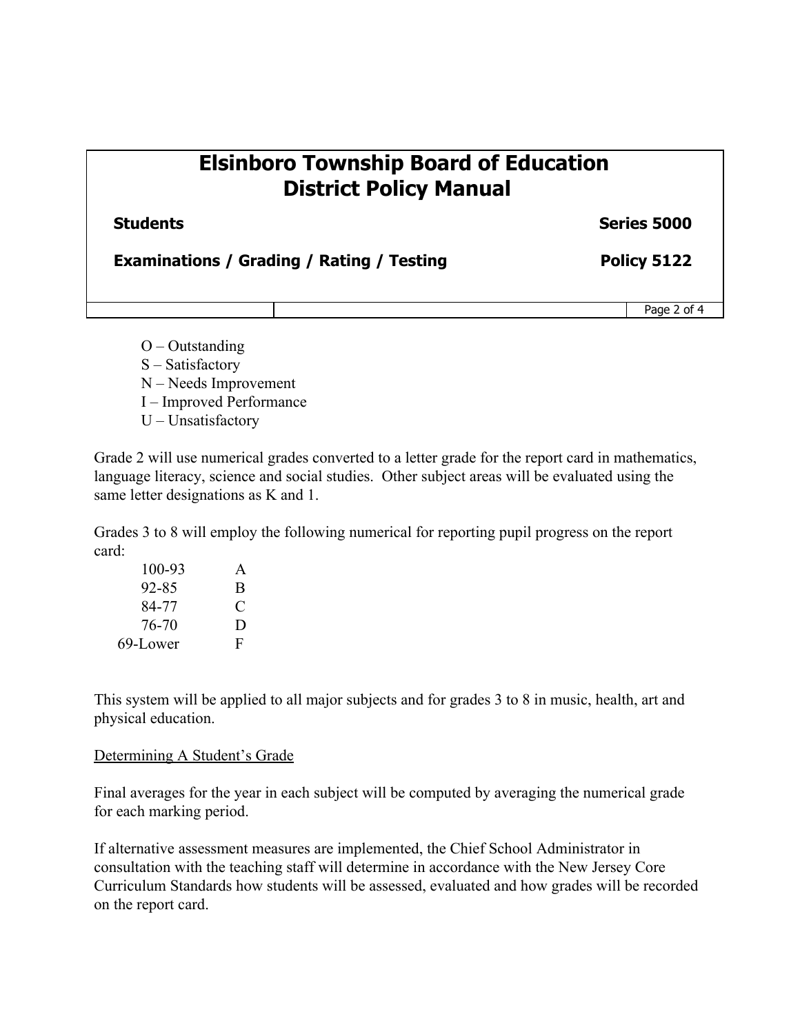O – Outstanding
S – Satisfactory
N – Needs Improvement
I – Improved Performance
U – Unsatisfactory

Grade 2 will use numerical grades converted to a letter grade for the report card in mathematics, language literacy, science and social studies. Other subject areas will be evaluated using the same letter designations as K and 1.

Grades 3 to 8 will employ the following numerical for reporting pupil progress on the report card:

| | |
|---|---|
| 100-93 | A |
| 92-85 | B |
| 84-77 | C |
| 76-70 | D |
| 69-Lower | F |

This system will be applied to all major subjects and for grades 3 to 8 in music, health, art and physical education.

Determining A Student's Grade

Final averages for the year in each subject will be computed by averaging the numerical grade for each marking period.

If alternative assessment measures are implemented, the Chief School Administrator in consultation with the teaching staff will determine in accordance with the New Jersey Core Curriculum Standards how students will be assessed, evaluated and how grades will be recorded on the report card.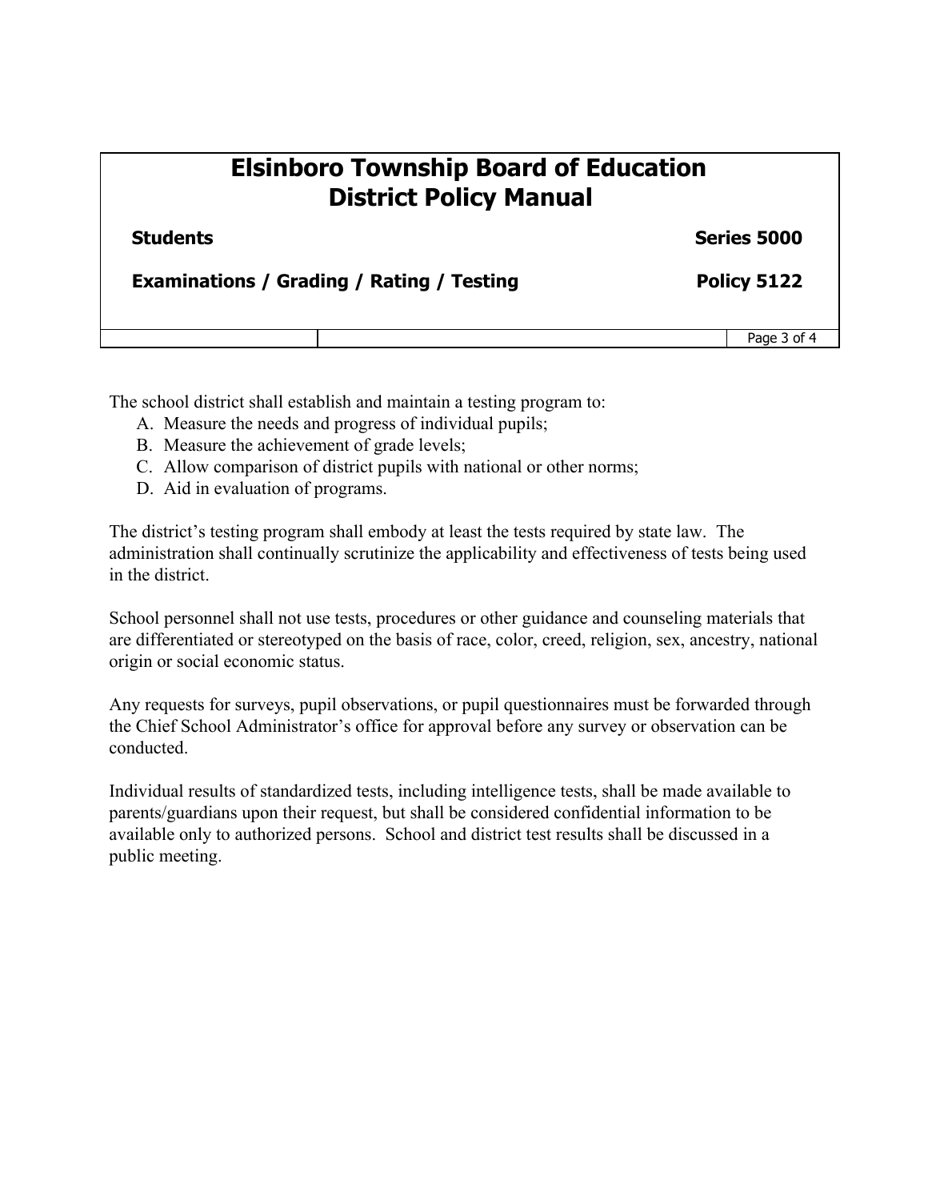The school district shall establish and maintain a testing program to:

A. Measure the needs and progress of individual pupils;
B. Measure the achievement of grade levels;
C. Allow comparison of district pupils with national or other norms;
D. Aid in evaluation of programs.

The district's testing program shall embody at least the tests required by state law. The administration shall continually scrutinize the applicability and effectiveness of tests being used in the district.

School personnel shall not use tests, procedures or other guidance and counseling materials that are differentiated or stereotyped on the basis of race, color, creed, religion, sex, ancestry, national origin or social economic status.

Any requests for surveys, pupil observations, or pupil questionnaires must be forwarded through the Chief School Administrator's office for approval before any survey or observation can be conducted.

Individual results of standardized tests, including intelligence tests, shall be made available to parents/guardians upon their request, but shall be considered confidential information to be available only to authorized persons. School and district test results shall be discussed in a public meeting.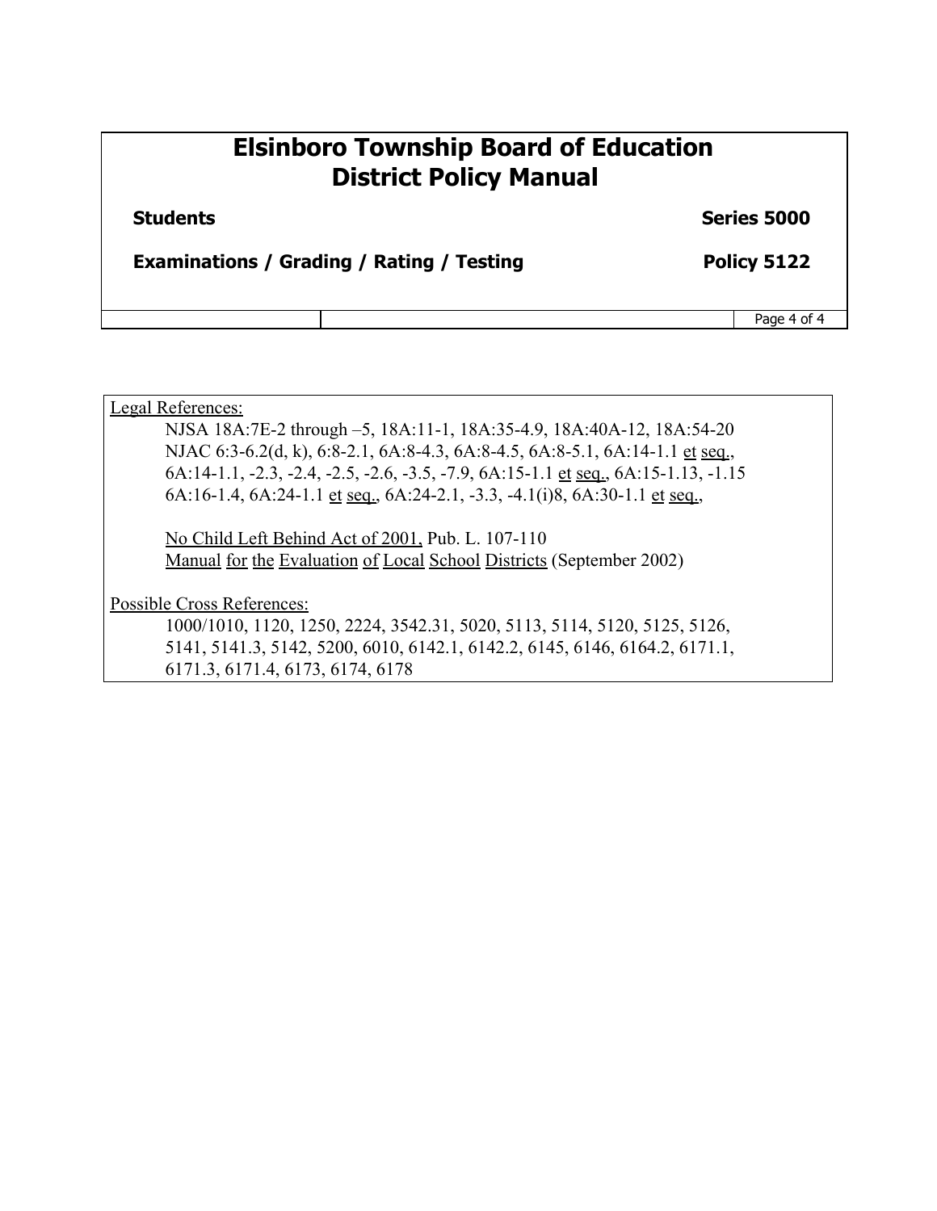Legal References:

NJSA 18A:7E-2 through –5, 18A:11-1, 18A:35-4.9, 18A:40A-12, 18A:54-20
NJAC 6:3-6.2(d, k), 6:8-2.1, 6A:8-4.3, 6A:8-4.5, 6A:8-5.1, 6A:14-1.1 et seq.,
6A:14-1.1, -2.3, -2.4, -2.5, -2.6, -3.5, -7.9, 6A:15-1.1 et seq., 6A:15-1.13, -1.15
6A:16-1.4, 6A:24-1.1 et seq., 6A:24-2.1, -3.3, -4.1(i)8, 6A:30-1.1 et seq.,

No Child Left Behind Act of 2001, Pub. L. 107-110
Manual for the Evaluation of Local School Districts (September 2002)

Possible Cross References:

1000/1010, 1120, 1250, 2224, 3542.31, 5020, 5113, 5114, 5120, 5125, 5126,
5141, 5141.3, 5142, 5200, 6010, 6142.1, 6142.2, 6145, 6146, 6164.2, 6171.1,
6171.3, 6171.4, 6173, 6174, 6178